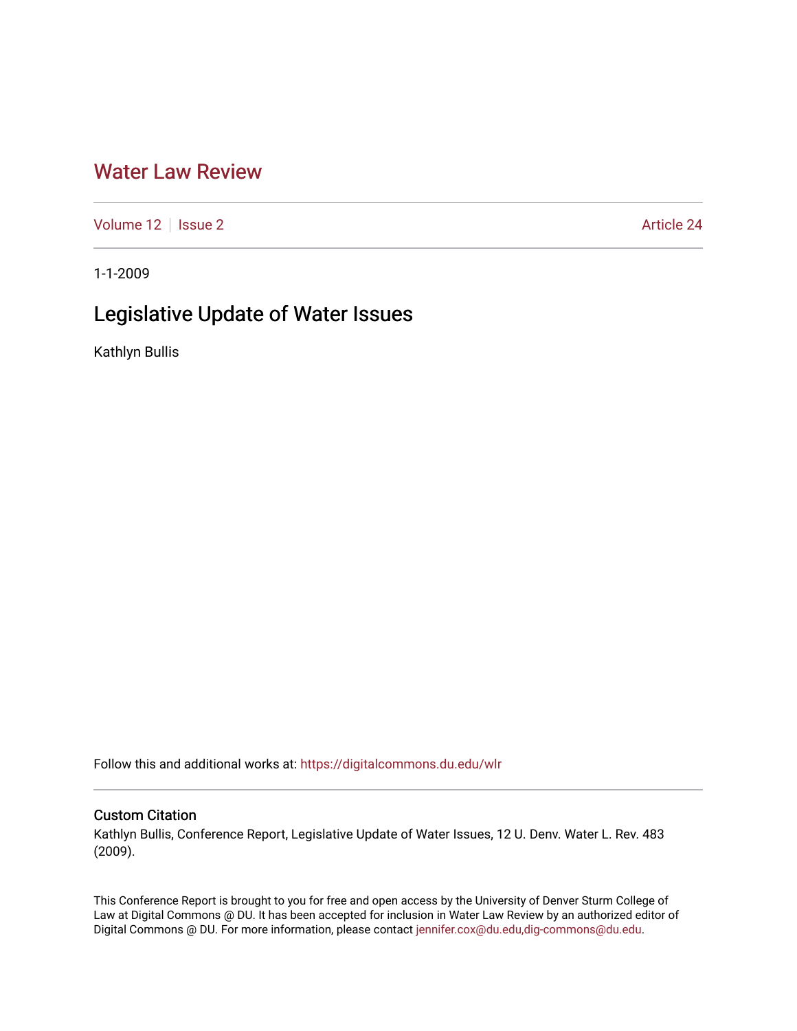# Water Law Review

Volume 12 | Issue 2 | Article 24

1-1-2009

## Legislative Update of Water Issues

Kathlyn Bullis

Follow this and additional works at: https://digitalcommons.du.edu/wlr

### Custom Citation

Kathlyn Bullis, Conference Report, Legislative Update of Water Issues, 12 U. Denv. Water L. Rev. 483 (2009).

This Conference Report is brought to you for free and open access by the University of Denver Sturm College of Law at Digital Commons @ DU. It has been accepted for inclusion in Water Law Review by an authorized editor of Digital Commons @ DU. For more information, please contact jennifer.cox@du.edu,dig-commons@du.edu.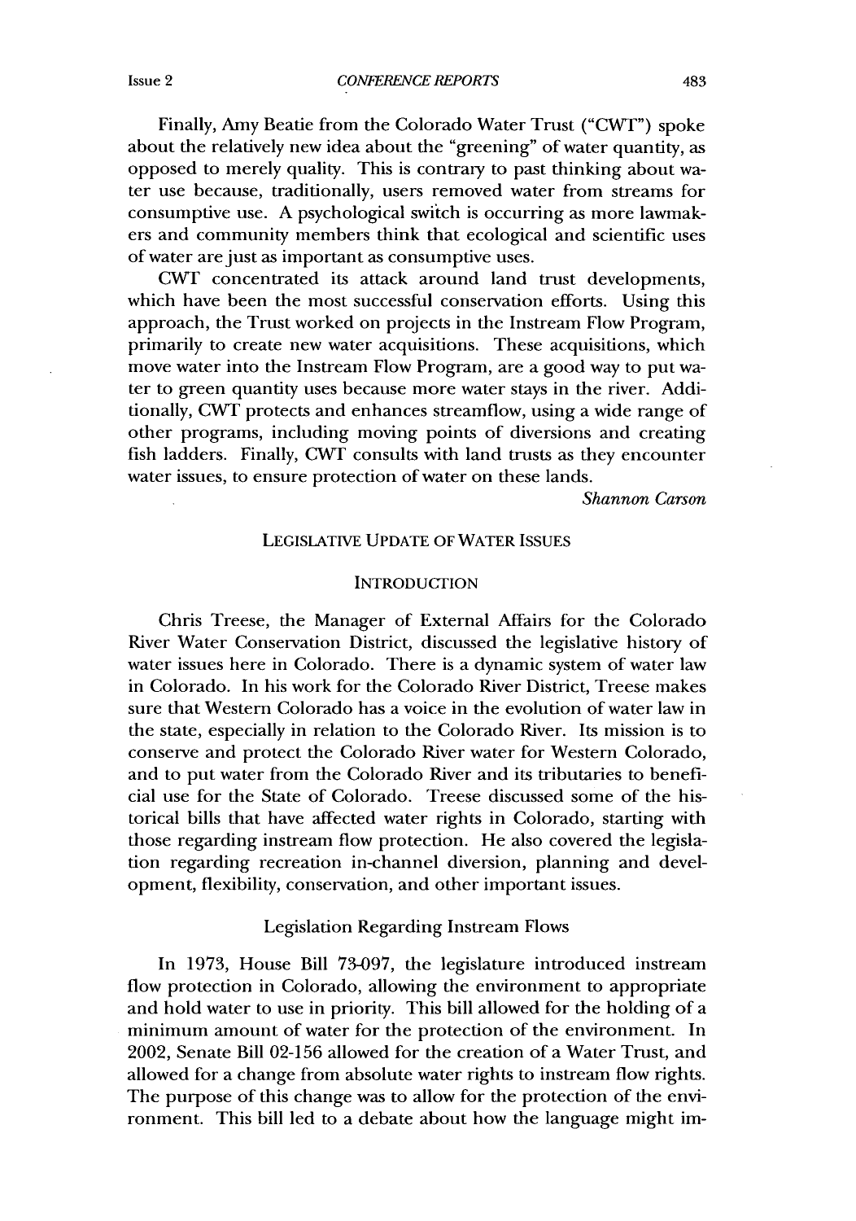Finally, Amy Beatie from the Colorado Water Trust ("CWT") spoke about the relatively new idea about the "greening" of water quantity, as opposed to merely quality. This is contrary to past thinking about water use because, traditionally, users removed water from streams for consumptive use. A psychological switch is occurring as more lawmakers and community members think that ecological and scientific uses of water are just as important as consumptive uses.

CWT concentrated its attack around land trust developments, which have been the most successful conservation efforts. Using this approach, the Trust worked on projects in the Instream Flow Program, primarily to create new water acquisitions. These acquisitions, which move water into the Instream Flow Program, are a good way to put water to green quantity uses because more water stays in the river. Additionally, CWT protects and enhances streamflow, using a wide range of other programs, including moving points of diversions and creating fish ladders. Finally, CWT consults with land trusts as they encounter water issues, to ensure protection of water on these lands.

*Shannon Carson*

## LEGISLATIVE UPDATE OF WATER ISSUES

### INTRODUCTION

Chris Treese, the Manager of External Affairs for the Colorado River Water Conservation District, discussed the legislative history of water issues here in Colorado. There is a dynamic system of water law in Colorado. In his work for the Colorado River District, Treese makes sure that Western Colorado has a voice in the evolution of water law in the state, especially in relation to the Colorado River. Its mission is to conserve and protect the Colorado River water for Western Colorado, and to put water from the Colorado River and its tributaries to beneficial use for the State of Colorado. Treese discussed some of the historical bills that have affected water rights in Colorado, starting with those regarding instream flow protection. He also covered the legislation regarding recreation in-channel diversion, planning and development, flexibility, conservation, and other important issues.

### Legislation Regarding Instream Flows

In 1973, House Bill 73-097, the legislature introduced instream flow protection in Colorado, allowing the environment to appropriate and hold water to use in priority. This bill allowed for the holding of a minimum amount of water for the protection of the environment. In 2002, Senate Bill 02-156 allowed for the creation of a Water Trust, and allowed for a change from absolute water rights to instream flow rights. The purpose of this change was to allow for the protection of the environment. This bill led to a debate about how the language might im-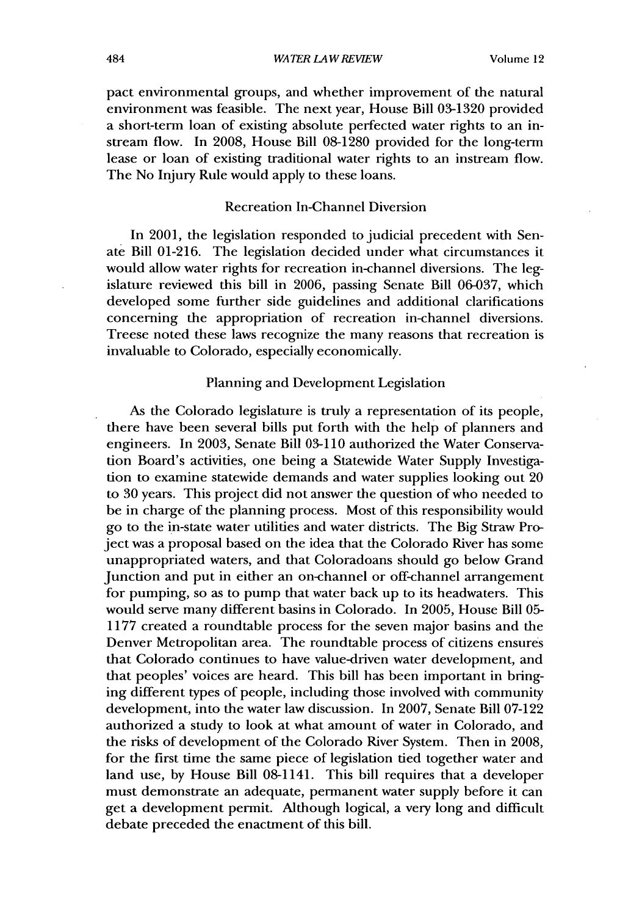pact environmental groups, and whether improvement of the natural environment was feasible. The next year, House Bill 03-1320 provided a short-term loan of existing absolute perfected water rights to an instream flow. In 2008, House Bill 08-1280 provided for the long-term lease or loan of existing traditional water rights to an instream flow. The No Injury Rule would apply to these loans.

### Recreation In-Channel Diversion

In 2001, the legislation responded to judicial precedent with Senate Bill 01-216. The legislation decided under what circumstances it would allow water rights for recreation in-channel diversions. The legislature reviewed this bill in 2006, passing Senate Bill 06-037, which developed some further side guidelines and additional clarifications concerning the appropriation of recreation in-channel diversions. Treese noted these laws recognize the many reasons that recreation is invaluable to Colorado, especially economically.

### Planning and Development Legislation

As the Colorado legislature is truly a representation of its people, there have been several bills put forth with the help of planners and engineers. In 2003, Senate Bill 03-110 authorized the Water Conservation Board's activities, one being a Statewide Water Supply Investigation to examine statewide demands and water supplies looking out 20 to 30 years. This project did not answer the question of who needed to be in charge of the planning process. Most of this responsibility would go to the in-state water utilities and water districts. The Big Straw Project was a proposal based on the idea that the Colorado River has some unappropriated waters, and that Coloradoans should go below Grand Junction and put in either an on-channel or off-channel arrangement for pumping, so as to pump that water back up to its headwaters. This would serve many different basins in Colorado. In 2005, House Bill 05-1177 created a roundtable process for the seven major basins and the Denver Metropolitan area. The roundtable process of citizens ensures that Colorado continues to have value-driven water development, and that peoples' voices are heard. This bill has been important in bringing different types of people, including those involved with community development, into the water law discussion. In 2007, Senate Bill 07-122 authorized a study to look at what amount of water in Colorado, and the risks of development of the Colorado River System. Then in 2008, for the first time the same piece of legislation tied together water and land use, by House Bill 08-1141. This bill requires that a developer must demonstrate an adequate, permanent water supply before it can get a development permit. Although logical, a very long and difficult debate preceded the enactment of this bill.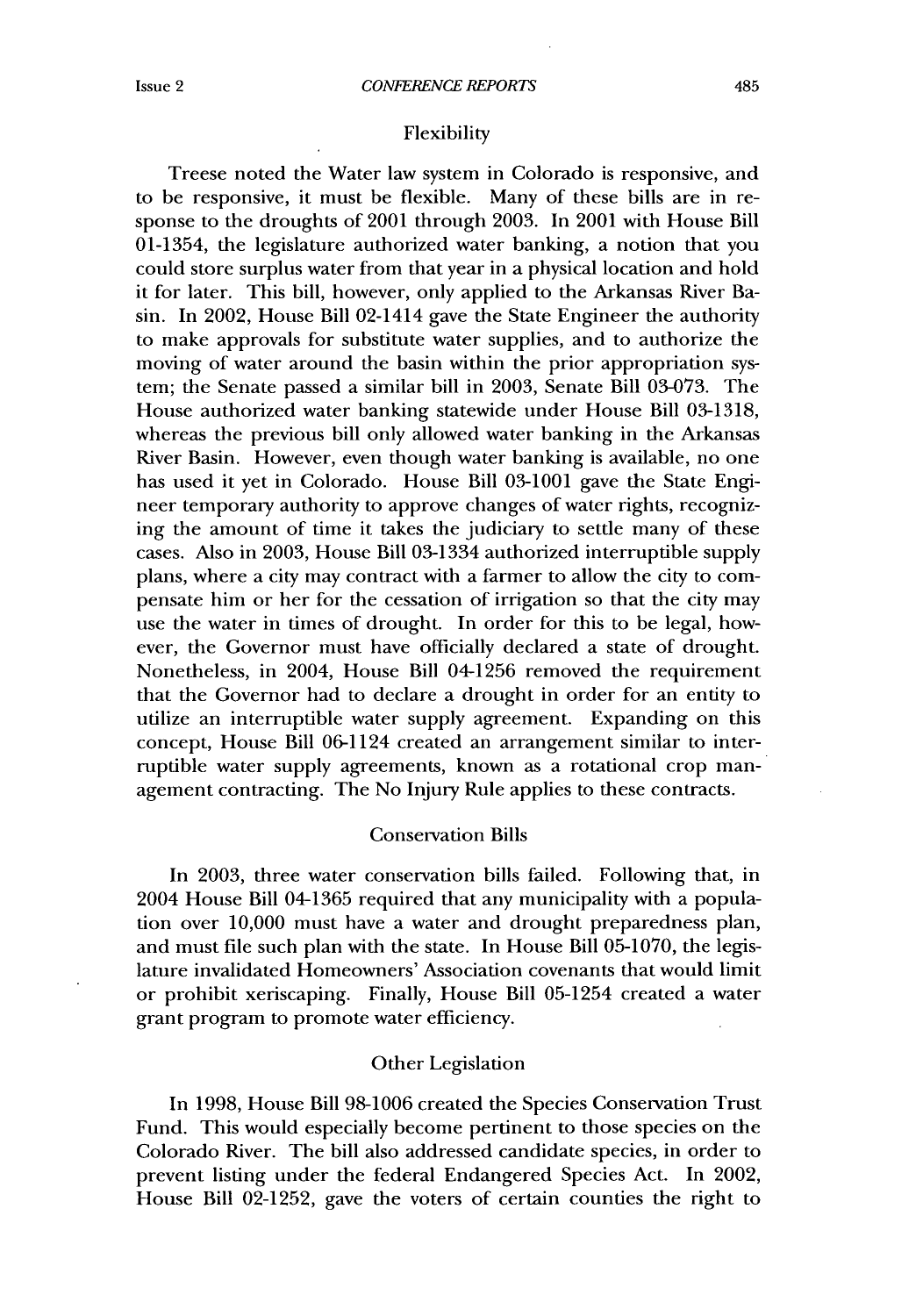### Flexibility

Treese noted the Water law system in Colorado is responsive, and to be responsive, it must be flexible. Many of these bills are in response to the droughts of 2001 through 2003. In 2001 with House Bill 01-1354, the legislature authorized water banking, a notion that you could store surplus water from that year in a physical location and hold it for later. This bill, however, only applied to the Arkansas River Basin. In 2002, House Bill 02-1414 gave the State Engineer the authority to make approvals for substitute water supplies, and to authorize the moving of water around the basin within the prior appropriation system; the Senate passed a similar bill in 2003, Senate Bill 03-073. The House authorized water banking statewide under House Bill 03-1318, whereas the previous bill only allowed water banking in the Arkansas River Basin. However, even though water banking is available, no one has used it yet in Colorado. House Bill 03-1001 gave the State Engineer temporary authority to approve changes of water rights, recognizing the amount of time it takes the judiciary to settle many of these cases. Also in 2003, House Bill 03-1334 authorized interruptible supply plans, where a city may contract with a farmer to allow the city to compensate him or her for the cessation of irrigation so that the city may use the water in times of drought. In order for this to be legal, however, the Governor must have officially declared a state of drought. Nonetheless, in 2004, House Bill 04-1256 removed the requirement that the Governor had to declare a drought in order for an entity to utilize an interruptible water supply agreement. Expanding on this concept, House Bill 06-1124 created an arrangement similar to interruptible water supply agreements, known as a rotational crop management contracting. The No Injury Rule applies to these contracts.

### Conservation Bills

In 2003, three water conservation bills failed. Following that, in 2004 House Bill 04-1365 required that any municipality with a population over 10,000 must have a water and drought preparedness plan, and must file such plan with the state. In House Bill 05-1070, the legislature invalidated Homeowners' Association covenants that would limit or prohibit xeriscaping. Finally, House Bill 05-1254 created a water grant program to promote water efficiency.

### Other Legislation

In 1998, House Bill 98-1006 created the Species Conservation Trust Fund. This would especially become pertinent to those species on the Colorado River. The bill also addressed candidate species, in order to prevent listing under the federal Endangered Species Act. In 2002, House Bill 02-1252, gave the voters of certain counties the right to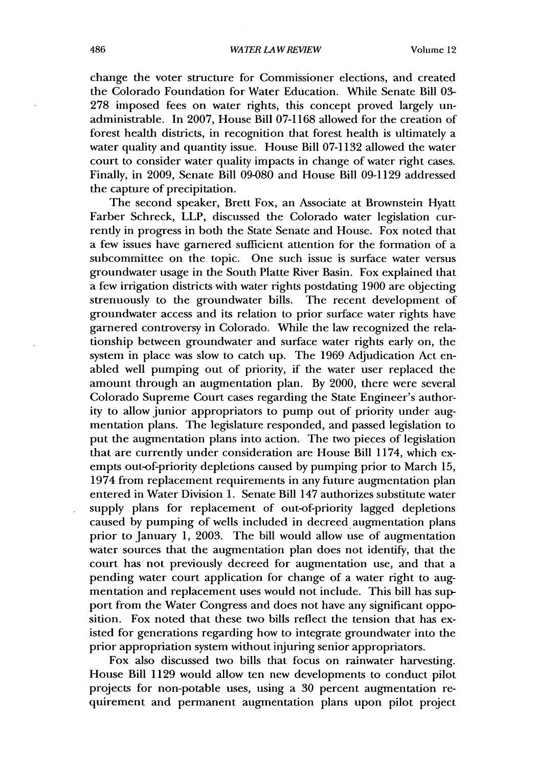change the voter structure for Commissioner elections, and created the Colorado Foundation for Water Education. While Senate Bill 03-278 imposed fees on water rights, this concept proved largely unadministrable. In 2007, House Bill 07-1168 allowed for the creation of forest health districts, in recognition that forest health is ultimately a water quality and quantity issue. House Bill 07-1132 allowed the water court to consider water quality impacts in change of water right cases. Finally, in 2009, Senate Bill 09-080 and House Bill 09-1129 addressed the capture of precipitation.

The second speaker, Brett Fox, an Associate at Brownstein Hyatt Farber Schreck, LLP, discussed the Colorado water legislation currently in progress in both the State Senate and House. Fox noted that a few issues have garnered sufficient attention for the formation of a subcommittee on the topic. One such issue is surface water versus groundwater usage in the South Platte River Basin. Fox explained that a few irrigation districts with water rights postdating 1900 are objecting strenuously to the groundwater bills. The recent development of groundwater access and its relation to prior surface water rights have garnered controversy in Colorado. While the law recognized the relationship between groundwater and surface water rights early on, the system in place was slow to catch up. The 1969 Adjudication Act enabled well pumping out of priority, if the water user replaced the amount through an augmentation plan. By 2000, there were several Colorado Supreme Court cases regarding the State Engineer's authority to allow junior appropriators to pump out of priority under augmentation plans. The legislature responded, and passed legislation to put the augmentation plans into action. The two pieces of legislation that are currently under consideration are House Bill 1174, which exempts out-of-priority depletions caused by pumping prior to March 15, 1974 from replacement requirements in any future augmentation plan entered in Water Division 1. Senate Bill 147 authorizes substitute water supply plans for replacement of out-of-priority lagged depletions caused by pumping of wells included in decreed augmentation plans prior to January 1, 2003. The bill would allow use of augmentation water sources that the augmentation plan does not identify, that the court has not previously decreed for augmentation use, and that a pending water court application for change of a water right to augmentation and replacement uses would not include. This bill has support from the Water Congress and does not have any significant opposition. Fox noted that these two bills reflect the tension that has existed for generations regarding how to integrate groundwater into the prior appropriation system without injuring senior appropriators.

Fox also discussed two bills that focus on rainwater harvesting. House Bill 1129 would allow ten new developments to conduct pilot projects for non-potable uses, using a 30 percent augmentation requirement and permanent augmentation plans upon pilot project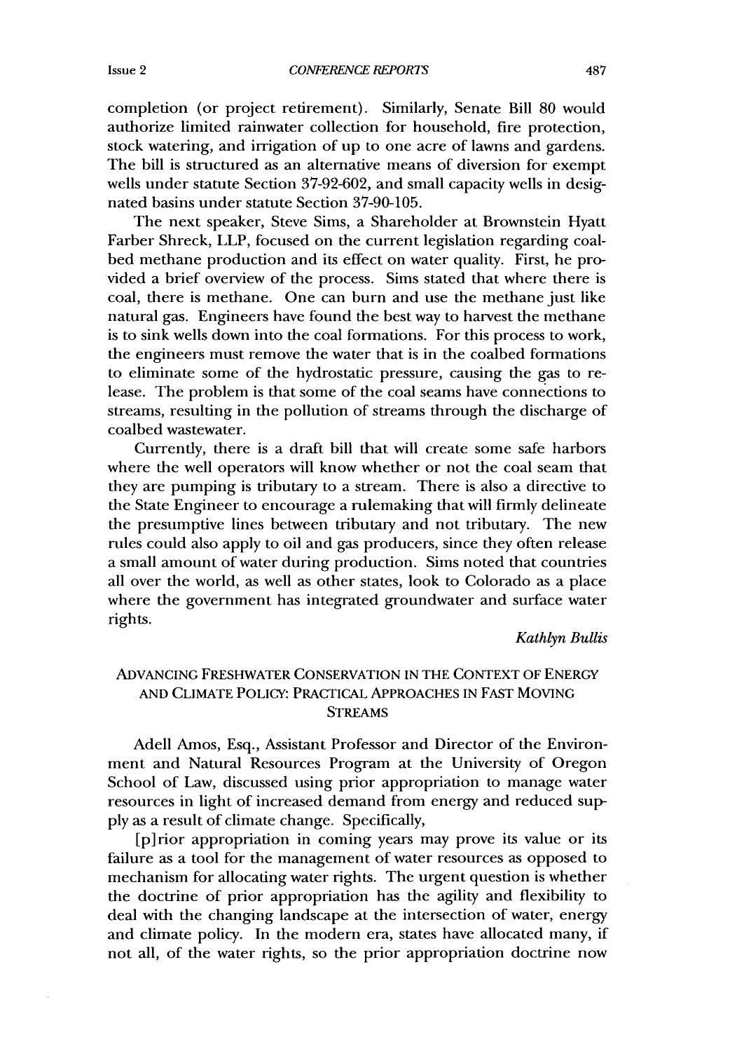completion (or project retirement). Similarly, Senate Bill 80 would authorize limited rainwater collection for household, fire protection, stock watering, and irrigation of up to one acre of lawns and gardens. The bill is structured as an alternative means of diversion for exempt wells under statute Section 37-92-602, and small capacity wells in designated basins under statute Section 37-90-105.

The next speaker, Steve Sims, a Shareholder at Brownstein Hyatt Farber Shreck, LLP, focused on the current legislation regarding coalbed methane production and its effect on water quality. First, he provided a brief overview of the process. Sims stated that where there is coal, there is methane. One can burn and use the methane just like natural gas. Engineers have found the best way to harvest the methane is to sink wells down into the coal formations. For this process to work, the engineers must remove the water that is in the coalbed formations to eliminate some of the hydrostatic pressure, causing the gas to release. The problem is that some of the coal seams have connections to streams, resulting in the pollution of streams through the discharge of coalbed wastewater.

Currently, there is a draft bill that will create some safe harbors where the well operators will know whether or not the coal seam that they are pumping is tributary to a stream. There is also a directive to the State Engineer to encourage a rulemaking that will firmly delineate the presumptive lines between tributary and not tributary. The new rules could also apply to oil and gas producers, since they often release a small amount of water during production. Sims noted that countries all over the world, as well as other states, look to Colorado as a place where the government has integrated groundwater and surface water rights.

*Kathlyn Bullis*

## ADVANCING FRESHWATER CONSERVATION IN THE CONTEXT OF ENERGY AND CLIMATE POLICY: PRACTICAL APPROACHES IN FAST MOVING STREAMS

Adell Amos, Esq., Assistant Professor and Director of the Environment and Natural Resources Program at the University of Oregon School of Law, discussed using prior appropriation to manage water resources in light of increased demand from energy and reduced supply as a result of climate change. Specifically,

[p]rior appropriation in coming years may prove its value or its failure as a tool for the management of water resources as opposed to mechanism for allocating water rights. The urgent question is whether the doctrine of prior appropriation has the agility and flexibility to deal with the changing landscape at the intersection of water, energy and climate policy. In the modern era, states have allocated many, if not all, of the water rights, so the prior appropriation doctrine now